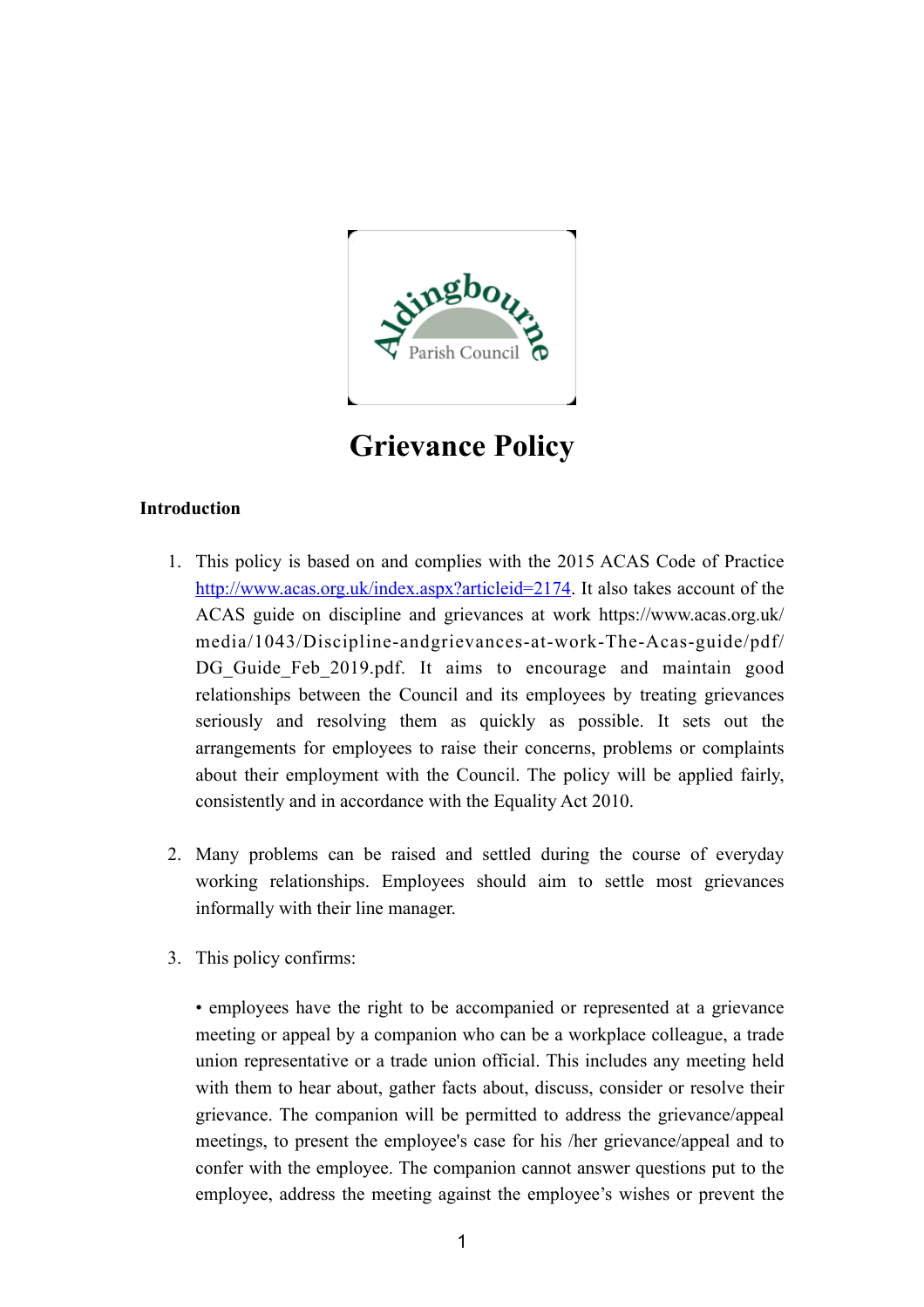# Grievance Policy

## Introduction

1. This policy is based on and complies with the 2015 ACAS Code of Practice http://www.acas.org.uk/index.aspx?articleid=2174. It also takes account of the ACAS guide on discipline and grievances at work https://www.acas.org.uk/media/1043/Discipline-andgrievances-at-work-The-Acas-guide/pdf/DG_Guide_Feb_2019.pdf. It aims to encourage and maintain good relationships between the Council and its employees by treating grievances seriously and resolving them as quickly as possible. It sets out the arrangements for employees to raise their concerns, problems or complaints about their employment with the Council. The policy will be applied fairly, consistently and in accordance with the Equality Act 2010.

2. Many problems can be raised and settled during the course of everyday working relationships. Employees should aim to settle most grievances informally with their line manager.

3. This policy confirms:

   • employees have the right to be accompanied or represented at a grievance meeting or appeal by a companion who can be a workplace colleague, a trade union representative or a trade union official. This includes any meeting held with them to hear about, gather facts about, discuss, consider or resolve their grievance. The companion will be permitted to address the grievance/appeal meetings, to present the employee's case for his /her grievance/appeal and to confer with the employee. The companion cannot answer questions put to the employee, address the meeting against the employee's wishes or prevent the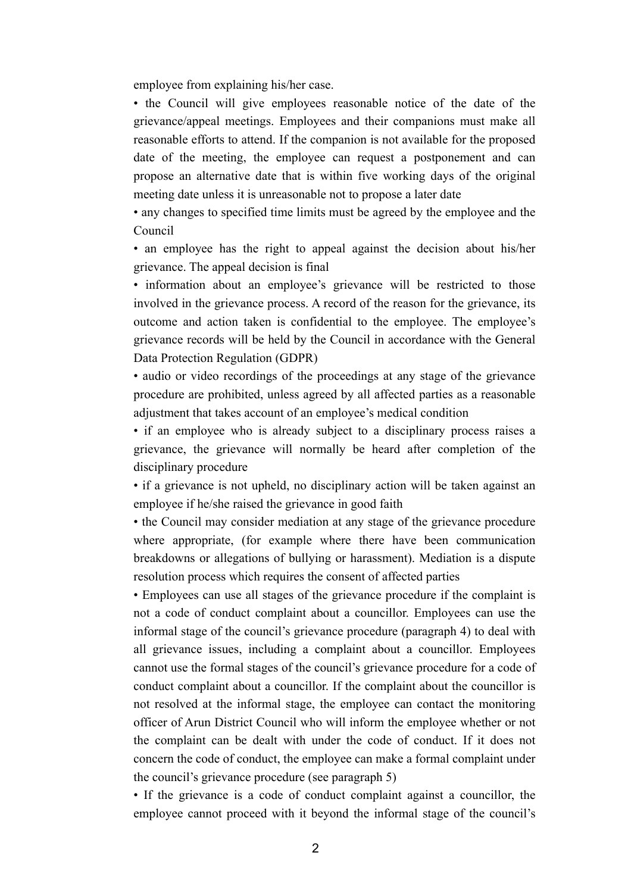employee from explaining his/her case.

- the Council will give employees reasonable notice of the date of the grievance/appeal meetings. Employees and their companions must make all reasonable efforts to attend. If the companion is not available for the proposed date of the meeting, the employee can request a postponement and can propose an alternative date that is within five working days of the original meeting date unless it is unreasonable not to propose a later date
- any changes to specified time limits must be agreed by the employee and the Council
- an employee has the right to appeal against the decision about his/her grievance. The appeal decision is final
- information about an employee's grievance will be restricted to those involved in the grievance process. A record of the reason for the grievance, its outcome and action taken is confidential to the employee. The employee's grievance records will be held by the Council in accordance with the General Data Protection Regulation (GDPR)
- audio or video recordings of the proceedings at any stage of the grievance procedure are prohibited, unless agreed by all affected parties as a reasonable adjustment that takes account of an employee's medical condition
- if an employee who is already subject to a disciplinary process raises a grievance, the grievance will normally be heard after completion of the disciplinary procedure
- if a grievance is not upheld, no disciplinary action will be taken against an employee if he/she raised the grievance in good faith
- the Council may consider mediation at any stage of the grievance procedure where appropriate, (for example where there have been communication breakdowns or allegations of bullying or harassment). Mediation is a dispute resolution process which requires the consent of affected parties
- Employees can use all stages of the grievance procedure if the complaint is not a code of conduct complaint about a councillor. Employees can use the informal stage of the council's grievance procedure (paragraph 4) to deal with all grievance issues, including a complaint about a councillor. Employees cannot use the formal stages of the council's grievance procedure for a code of conduct complaint about a councillor. If the complaint about the councillor is not resolved at the informal stage, the employee can contact the monitoring officer of Arun District Council who will inform the employee whether or not the complaint can be dealt with under the code of conduct. If it does not concern the code of conduct, the employee can make a formal complaint under the council's grievance procedure (see paragraph 5)
- If the grievance is a code of conduct complaint against a councillor, the employee cannot proceed with it beyond the informal stage of the council's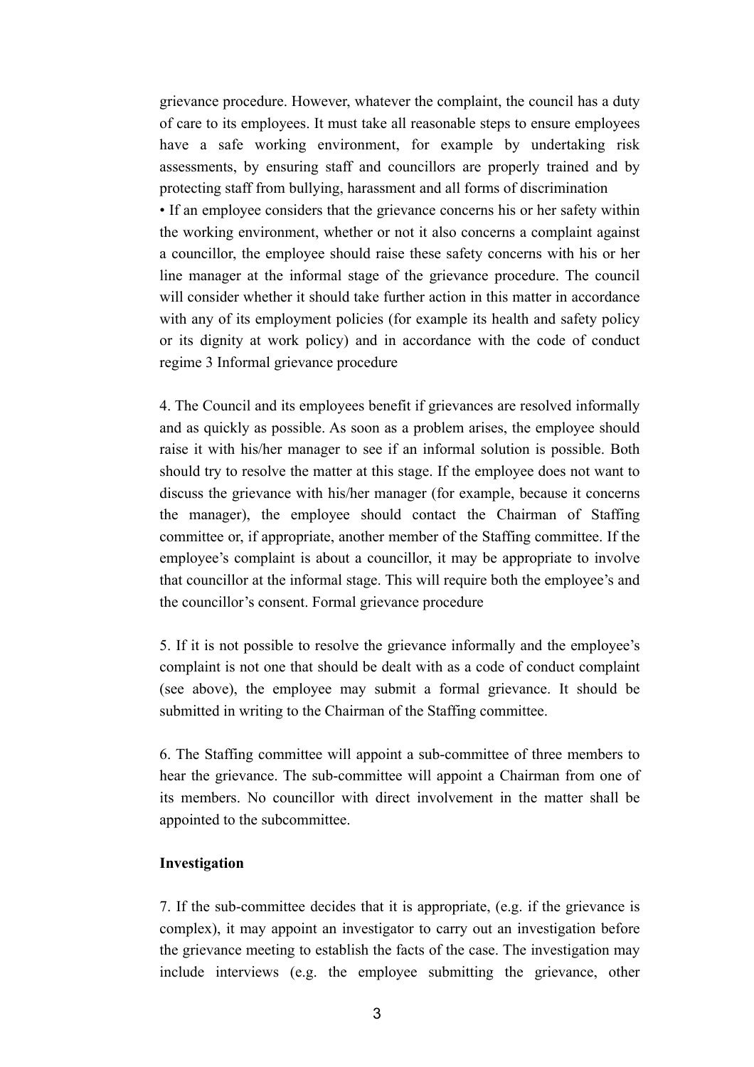grievance procedure. However, whatever the complaint, the council has a duty of care to its employees. It must take all reasonable steps to ensure employees have a safe working environment, for example by undertaking risk assessments, by ensuring staff and councillors are properly trained and by protecting staff from bullying, harassment and all forms of discrimination

• If an employee considers that the grievance concerns his or her safety within the working environment, whether or not it also concerns a complaint against a councillor, the employee should raise these safety concerns with his or her line manager at the informal stage of the grievance procedure. The council will consider whether it should take further action in this matter in accordance with any of its employment policies (for example its health and safety policy or its dignity at work policy) and in accordance with the code of conduct regime 3 Informal grievance procedure

4. The Council and its employees benefit if grievances are resolved informally and as quickly as possible. As soon as a problem arises, the employee should raise it with his/her manager to see if an informal solution is possible. Both should try to resolve the matter at this stage. If the employee does not want to discuss the grievance with his/her manager (for example, because it concerns the manager), the employee should contact the Chairman of Staffing committee or, if appropriate, another member of the Staffing committee. If the employee's complaint is about a councillor, it may be appropriate to involve that councillor at the informal stage. This will require both the employee's and the councillor's consent. Formal grievance procedure

5. If it is not possible to resolve the grievance informally and the employee's complaint is not one that should be dealt with as a code of conduct complaint (see above), the employee may submit a formal grievance. It should be submitted in writing to the Chairman of the Staffing committee.

6. The Staffing committee will appoint a sub-committee of three members to hear the grievance. The sub-committee will appoint a Chairman from one of its members. No councillor with direct involvement in the matter shall be appointed to the subcommittee.

**Investigation**

7. If the sub-committee decides that it is appropriate, (e.g. if the grievance is complex), it may appoint an investigator to carry out an investigation before the grievance meeting to establish the facts of the case. The investigation may include interviews (e.g. the employee submitting the grievance, other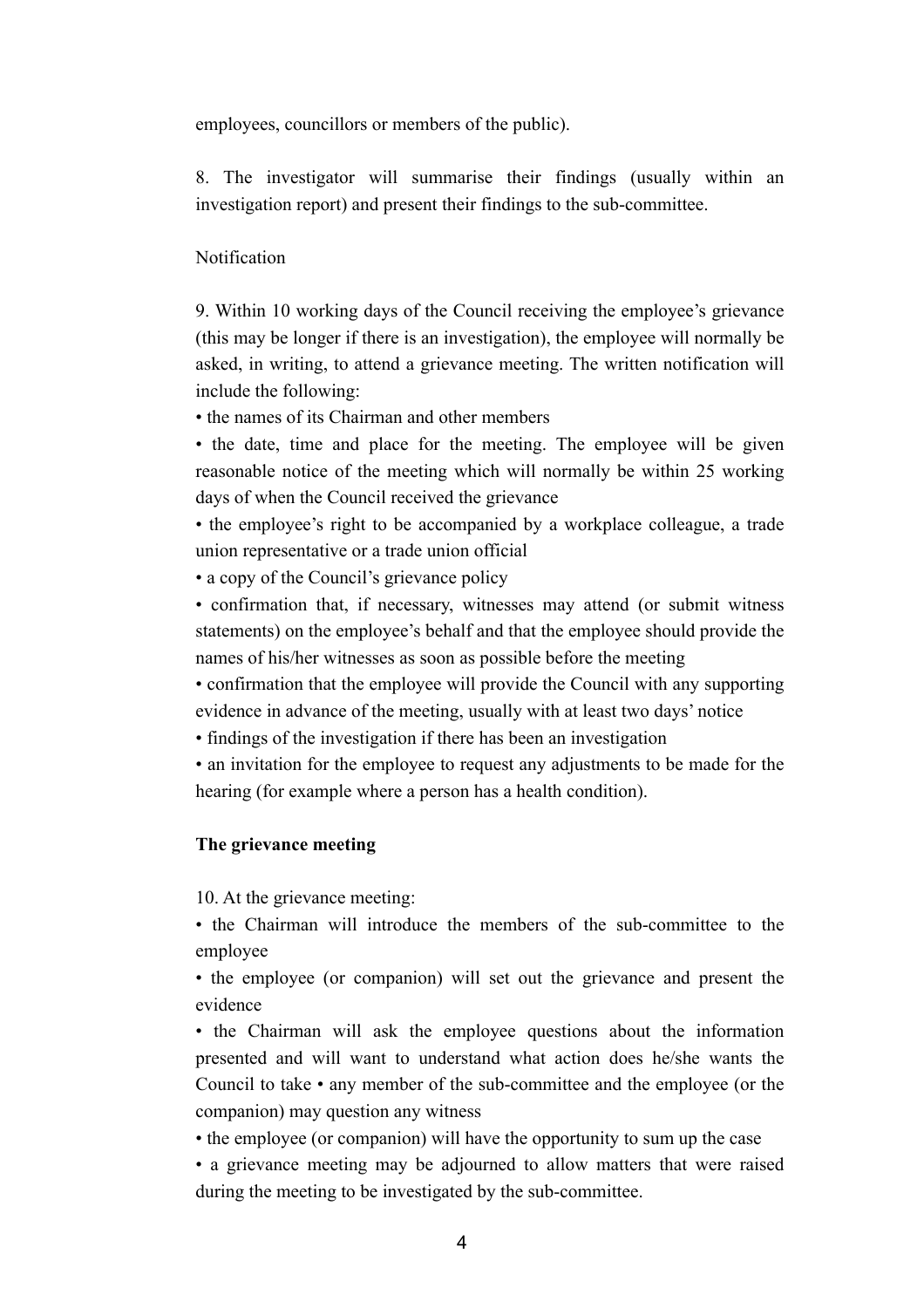employees, councillors or members of the public).

8. The investigator will summarise their findings (usually within an investigation report) and present their findings to the sub-committee.

Notification

9. Within 10 working days of the Council receiving the employee's grievance (this may be longer if there is an investigation), the employee will normally be asked, in writing, to attend a grievance meeting. The written notification will include the following:

- the names of its Chairman and other members
- the date, time and place for the meeting. The employee will be given reasonable notice of the meeting which will normally be within 25 working days of when the Council received the grievance
- the employee's right to be accompanied by a workplace colleague, a trade union representative or a trade union official
- a copy of the Council's grievance policy
- confirmation that, if necessary, witnesses may attend (or submit witness statements) on the employee's behalf and that the employee should provide the names of his/her witnesses as soon as possible before the meeting
- confirmation that the employee will provide the Council with any supporting evidence in advance of the meeting, usually with at least two days' notice
- findings of the investigation if there has been an investigation
- an invitation for the employee to request any adjustments to be made for the hearing (for example where a person has a health condition).

**The grievance meeting**

10. At the grievance meeting:

- the Chairman will introduce the members of the sub-committee to the employee
- the employee (or companion) will set out the grievance and present the evidence
- the Chairman will ask the employee questions about the information presented and will want to understand what action does he/she wants the Council to take • any member of the sub-committee and the employee (or the companion) may question any witness
- the employee (or companion) will have the opportunity to sum up the case
- a grievance meeting may be adjourned to allow matters that were raised during the meeting to be investigated by the sub-committee.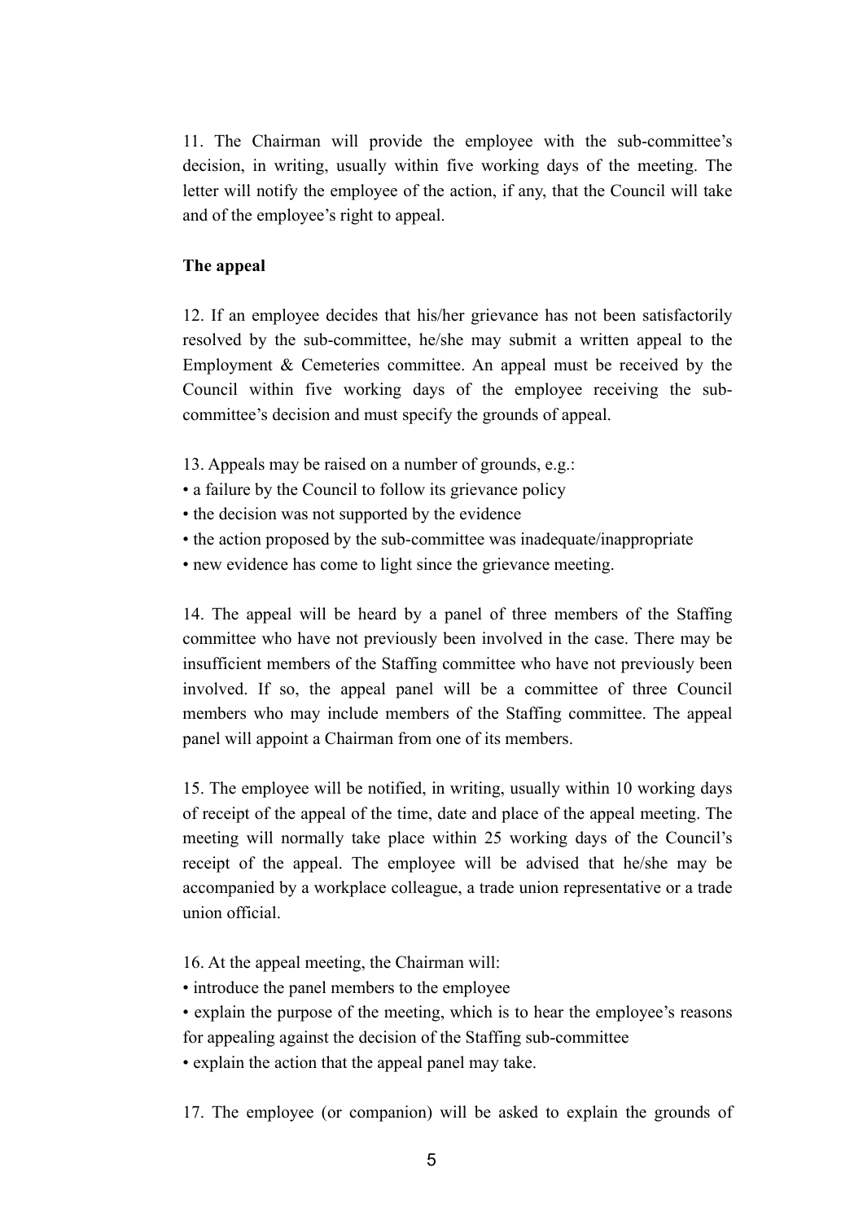11. The Chairman will provide the employee with the sub-committee's decision, in writing, usually within five working days of the meeting. The letter will notify the employee of the action, if any, that the Council will take and of the employee's right to appeal.

**The appeal**

12. If an employee decides that his/her grievance has not been satisfactorily resolved by the sub-committee, he/she may submit a written appeal to the Employment & Cemeteries committee. An appeal must be received by the Council within five working days of the employee receiving the sub-committee's decision and must specify the grounds of appeal.

13. Appeals may be raised on a number of grounds, e.g.:

- a failure by the Council to follow its grievance policy
- the decision was not supported by the evidence
- the action proposed by the sub-committee was inadequate/inappropriate
- new evidence has come to light since the grievance meeting.

14. The appeal will be heard by a panel of three members of the Staffing committee who have not previously been involved in the case. There may be insufficient members of the Staffing committee who have not previously been involved. If so, the appeal panel will be a committee of three Council members who may include members of the Staffing committee. The appeal panel will appoint a Chairman from one of its members.

15. The employee will be notified, in writing, usually within 10 working days of receipt of the appeal of the time, date and place of the appeal meeting. The meeting will normally take place within 25 working days of the Council's receipt of the appeal. The employee will be advised that he/she may be accompanied by a workplace colleague, a trade union representative or a trade union official.

16. At the appeal meeting, the Chairman will:

- introduce the panel members to the employee
- explain the purpose of the meeting, which is to hear the employee's reasons for appealing against the decision of the Staffing sub-committee
- explain the action that the appeal panel may take.

17. The employee (or companion) will be asked to explain the grounds of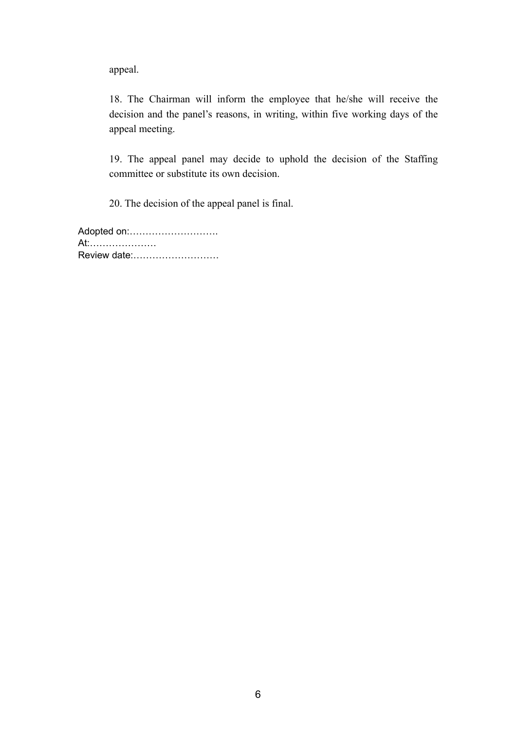appeal.

18. The Chairman will inform the employee that he/she will receive the decision and the panel's reasons, in writing, within five working days of the appeal meeting.

19. The appeal panel may decide to uphold the decision of the Staffing committee or substitute its own decision.

20. The decision of the appeal panel is final.

Adopted on:……………………….
At:…………………
Review date:………………………